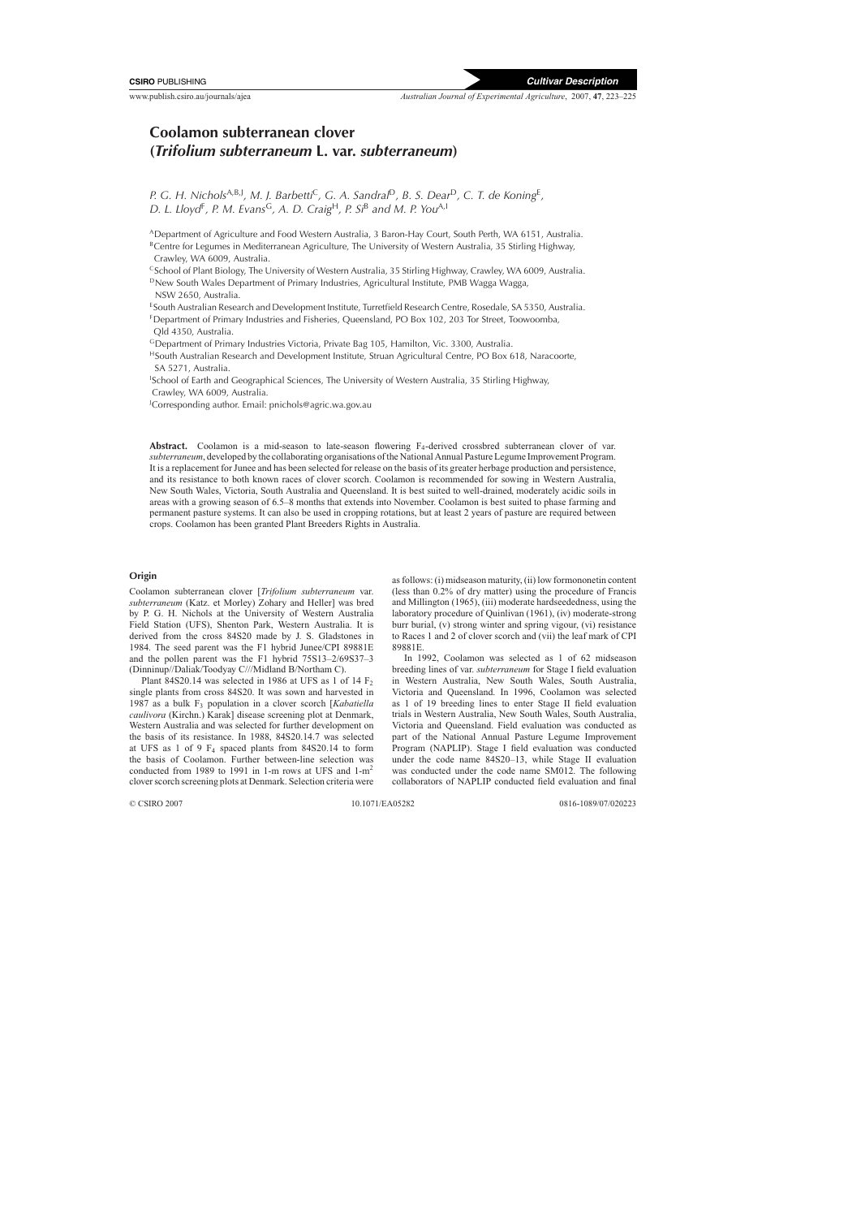# Coolamon subterranean clover (*Trifolium subterraneum* L. var. *subterraneum*)

*P. G. H. Nichols*[A,B,J], *M. J. Barbetti*[C], *G. A. Sandral*[D], *B. S. Dear*[D], *C. T. de Koning*[E], *D. L. Lloyd*[F], *P. M. Evans*[G], *A. D. Craig*[H], *P. Si*[B] *and M. P. You*[A,I]

[A]Department of Agriculture and Food Western Australia, 3 Baron-Hay Court, South Perth, WA 6151, Australia.
[B]Centre for Legumes in Mediterranean Agriculture, The University of Western Australia, 35 Stirling Highway, Crawley, WA 6009, Australia.
[C]School of Plant Biology, The University of Western Australia, 35 Stirling Highway, Crawley, WA 6009, Australia.
[D]New South Wales Department of Primary Industries, Agricultural Institute, PMB Wagga Wagga, NSW 2650, Australia.
[E]South Australian Research and Development Institute, Turretfield Research Centre, Rosedale, SA 5350, Australia.
[F]Department of Primary Industries and Fisheries, Queensland, PO Box 102, 203 Tor Street, Toowoomba, Qld 4350, Australia.
[G]Department of Primary Industries Victoria, Private Bag 105, Hamilton, Vic. 3300, Australia.
[H]South Australian Research and Development Institute, Struan Agricultural Centre, PO Box 618, Naracoorte, SA 5271, Australia.
[I]School of Earth and Geographical Sciences, The University of Western Australia, 35 Stirling Highway, Crawley, WA 6009, Australia.
[J]Corresponding author. Email: pnichols@agric.wa.gov.au

**Abstract.** Coolamon is a mid-season to late-season flowering $F_4$-derived crossbred subterranean clover of var. *subterraneum*, developed by the collaborating organisations of the National Annual Pasture Legume Improvement Program. It is a replacement for Junee and has been selected for release on the basis of its greater herbage production and persistence, and its resistance to both known races of clover scorch. Coolamon is recommended for sowing in Western Australia, New South Wales, Victoria, South Australia and Queensland. It is best suited to well-drained, moderately acidic soils in areas with a growing season of 6.5–8 months that extends into November. Coolamon is best suited to phase farming and permanent pasture systems. It can also be used in cropping rotations, but at least 2 years of pasture are required between crops. Coolamon has been granted Plant Breeders Rights in Australia.

## Origin

Coolamon subterranean clover [*Trifolium subterraneum* var. *subterraneum* (Katz. et Morley) Zohary and Heller] was bred by P. G. H. Nichols at the University of Western Australia Field Station (UFS), Shenton Park, Western Australia. It is derived from the cross 84S20 made by J. S. Gladstones in 1984. The seed parent was the F1 hybrid Junee/CPI 89881E and the pollen parent was the F1 hybrid 75S13–2/69S37–3 (Dinninup//Daliak/Toodyay C///Midland B/Northam C).

Plant 84S20.14 was selected in 1986 at UFS as 1 of 14 $F_2$ single plants from cross 84S20. It was sown and harvested in 1987 as a bulk $F_3$ population in a clover scorch [*Kabatiella caulivora* (Kirchn.) Karak] disease screening plot at Denmark, Western Australia and was selected for further development on the basis of its resistance. In 1988, 84S20.14.7 was selected at UFS as 1 of 9 $F_4$ spaced plants from 84S20.14 to form the basis of Coolamon. Further between-line selection was conducted from 1989 to 1991 in 1-m rows at UFS and 1-m$^2$ clover scorch screening plots at Denmark. Selection criteria were as follows: (i) midseason maturity, (ii) low formononetin content (less than 0.2% of dry matter) using the procedure of Francis and Millington (1965), (iii) moderate hardseededness, using the laboratory procedure of Quinlivan (1961), (iv) moderate-strong burr burial, (v) strong winter and spring vigour, (vi) resistance to Races 1 and 2 of clover scorch and (vii) the leaf mark of CPI 89881E.

In 1992, Coolamon was selected as 1 of 62 midseason breeding lines of var. *subterraneum* for Stage I field evaluation in Western Australia, New South Wales, South Australia, Victoria and Queensland. In 1996, Coolamon was selected as 1 of 19 breeding lines to enter Stage II field evaluation trials in Western Australia, New South Wales, South Australia, Victoria and Queensland. Field evaluation was conducted as part of the National Annual Pasture Legume Improvement Program (NAPLIP). Stage I field evaluation was conducted under the code name 84S20–13, while Stage II evaluation was conducted under the code name SM012. The following collaborators of NAPLIP conducted field evaluation and final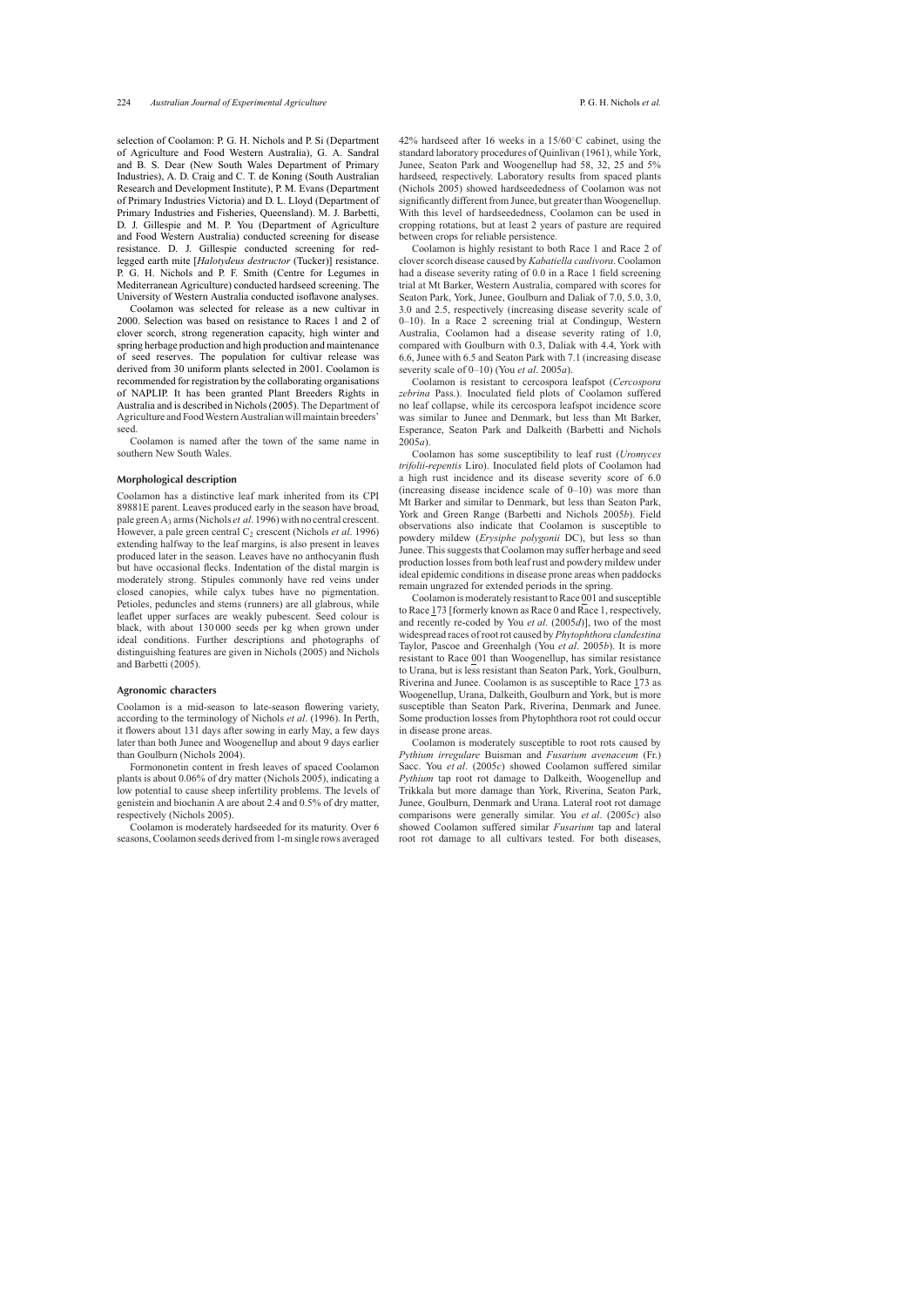selection of Coolamon: P. G. H. Nichols and P. Si (Department of Agriculture and Food Western Australia), G. A. Sandral and B. S. Dear (New South Wales Department of Primary Industries), A. D. Craig and C. T. de Koning (South Australian Research and Development Institute), P. M. Evans (Department of Primary Industries Victoria) and D. L. Lloyd (Department of Primary Industries and Fisheries, Queensland). M. J. Barbetti, D. J. Gillespie and M. P. You (Department of Agriculture and Food Western Australia) conducted screening for disease resistance. D. J. Gillespie conducted screening for red-legged earth mite [*Halotydeus destructor* (Tucker)] resistance. P. G. H. Nichols and P. F. Smith (Centre for Legumes in Mediterranean Agriculture) conducted hardseed screening. The University of Western Australia conducted isoflavone analyses.

Coolamon was selected for release as a new cultivar in 2000. Selection was based on resistance to Races 1 and 2 of clover scorch, strong regeneration capacity, high winter and spring herbage production and high production and maintenance of seed reserves. The population for cultivar release was derived from 30 uniform plants selected in 2001. Coolamon is recommended for registration by the collaborating organisations of NAPLIP. It has been granted Plant Breeders Rights in Australia and is described in Nichols (2005). The Department of Agriculture and Food Western Australian will maintain breeders' seed.

Coolamon is named after the town of the same name in southern New South Wales.

### Morphological description

Coolamon has a distinctive leaf mark inherited from its CPI 89881E parent. Leaves produced early in the season have broad, pale green $A_3$ arms (Nichols *et al*. 1996) with no central crescent. However, a pale green central $C_2$ crescent (Nichols *et al*. 1996) extending halfway to the leaf margins, is also present in leaves produced later in the season. Leaves have no anthocyanin flush but have occasional flecks. Indentation of the distal margin is moderately strong. Stipules commonly have red veins under closed canopies, while calyx tubes have no pigmentation. Petioles, peduncles and stems (runners) are all glabrous, while leaflet upper surfaces are weakly pubescent. Seed colour is black, with about 130 000 seeds per kg when grown under ideal conditions. Further descriptions and photographs of distinguishing features are given in Nichols (2005) and Nichols and Barbetti (2005).

### Agronomic characters

Coolamon is a mid-season to late-season flowering variety, according to the terminology of Nichols *et al*. (1996). In Perth, it flowers about 131 days after sowing in early May, a few days later than both Junee and Woogenellup and about 9 days earlier than Goulburn (Nichols 2004).

Formononetin content in fresh leaves of spaced Coolamon plants is about 0.06% of dry matter (Nichols 2005), indicating a low potential to cause sheep infertility problems. The levels of genistein and biochanin A are about 2.4 and 0.5% of dry matter, respectively (Nichols 2005).

Coolamon is moderately hardseeded for its maturity. Over 6 seasons, Coolamon seeds derived from 1-m single rows averaged 42% hardseed after 16 weeks in a 15/60°C cabinet, using the standard laboratory procedures of Quinlivan (1961), while York, Junee, Seaton Park and Woogenellup had 58, 32, 25 and 5% hardseed, respectively. Laboratory results from spaced plants (Nichols 2005) showed hardseededness of Coolamon was not significantly different from Junee, but greater than Woogenellup. With this level of hardseededness, Coolamon can be used in cropping rotations, but at least 2 years of pasture are required between crops for reliable persistence.

Coolamon is highly resistant to both Race 1 and Race 2 of clover scorch disease caused by *Kabatiella caulivora*. Coolamon had a disease severity rating of 0.0 in a Race 1 field screening trial at Mt Barker, Western Australia, compared with scores for Seaton Park, York, Junee, Goulburn and Daliak of 7.0, 5.0, 3.0, 3.0 and 2.5, respectively (increasing disease severity scale of 0–10). In a Race 2 screening trial at Condingup, Western Australia, Coolamon had a disease severity rating of 1.0, compared with Goulburn with 0.3, Daliak with 4.4, York with 6.6, Junee with 6.5 and Seaton Park with 7.1 (increasing disease severity scale of 0–10) (You *et al*. 2005*a*).

Coolamon is resistant to cercospora leafspot (*Cercospora zebrina* Pass.). Inoculated field plots of Coolamon suffered no leaf collapse, while its cercospora leafspot incidence score was similar to Junee and Denmark, but less than Mt Barker, Esperance, Seaton Park and Dalkeith (Barbetti and Nichols 2005*a*).

Coolamon has some susceptibility to leaf rust (*Uromyces trifolii-repentis* Liro). Inoculated field plots of Coolamon had a high rust incidence and its disease severity score of 6.0 (increasing disease incidence scale of 0–10) was more than Mt Barker and similar to Denmark, but less than Seaton Park, York and Green Range (Barbetti and Nichols 2005*b*). Field observations also indicate that Coolamon is susceptible to powdery mildew (*Erysiphe polygonii* DC), but less so than Junee. This suggests that Coolamon may suffer herbage and seed production losses from both leaf rust and powdery mildew under ideal epidemic conditions in disease prone areas when paddocks remain ungrazed for extended periods in the spring.

Coolamon is moderately resistant to Race $\underline{0}01$ and susceptible to Race $\underline{1}73$ [formerly known as Race 0 and Race 1, respectively, and recently re-coded by You *et al*. (2005*d*)], two of the most widespread races of root rot caused by *Phytophthora clandestina* Taylor, Pascoe and Greenhalgh (You *et al*. 2005*b*). It is more resistant to Race $\underline{0}01$ than Woogenellup, has similar resistance to Urana, but is less resistant than Seaton Park, York, Goulburn, Riverina and Junee. Coolamon is as susceptible to Race $\underline{1}73$ as Woogenellup, Urana, Dalkeith, Goulburn and York, but is more susceptible than Seaton Park, Riverina, Denmark and Junee. Some production losses from Phytophthora root rot could occur in disease prone areas.

Coolamon is moderately susceptible to root rots caused by *Pythium irregulare* Buisman and *Fusarium avenaceum* (Fr.) Sacc. You *et al*. (2005*c*) showed Coolamon suffered similar *Pythium* tap root rot damage to Dalkeith, Woogenellup and Trikkala but more damage than York, Riverina, Seaton Park, Junee, Goulburn, Denmark and Urana. Lateral root rot damage comparisons were generally similar. You *et al*. (2005*c*) also showed Coolamon suffered similar *Fusarium* tap and lateral root rot damage to all cultivars tested. For both diseases,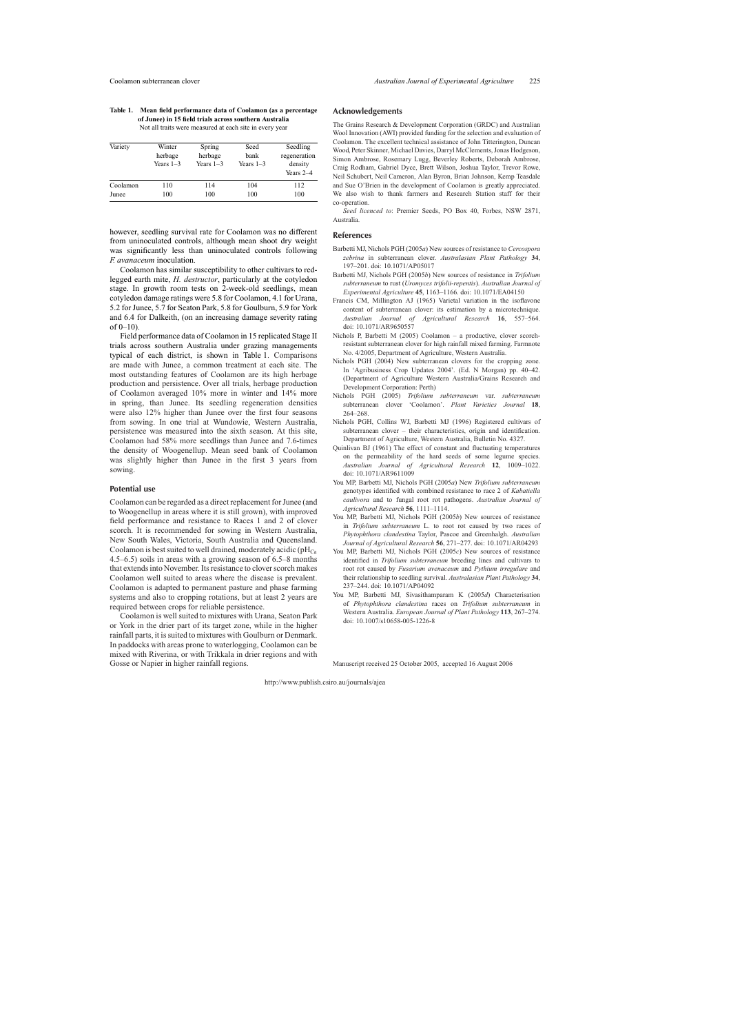**Table 1. Mean field performance data of Coolamon (as a percentage of Junee) in 15 field trials across southern Australia**
Not all traits were measured at each site in every year

| Variety | Winter herbage Years 1–3 | Spring herbage Years 1–3 | Seed bank Years 1–3 | Seedling regeneration density Years 2–4 |
|---|---|---|---|---|
| Coolamon | 110 | 114 | 104 | 112 |
| Junee | 100 | 100 | 100 | 100 |

however, seedling survival rate for Coolamon was no different from uninoculated controls, although mean shoot dry weight was significantly less than uninoculated controls following *F. avanaceum* inoculation.

Coolamon has similar susceptibility to other cultivars to red-legged earth mite, *H. destructor*, particularly at the cotyledon stage. In growth room tests on 2-week-old seedlings, mean cotyledon damage ratings were 5.8 for Coolamon, 4.1 for Urana, 5.2 for Junee, 5.7 for Seaton Park, 5.8 for Goulburn, 5.9 for York and 6.4 for Dalkeith, (on an increasing damage severity rating of 0–10).

Field performance data of Coolamon in 15 replicated Stage II trials across southern Australia under grazing managements typical of each district, is shown in Table 1. Comparisons are made with Junee, a common treatment at each site. The most outstanding features of Coolamon are its high herbage production and persistence. Over all trials, herbage production of Coolamon averaged 10% more in winter and 14% more in spring, than Junee. Its seedling regeneration densities were also 12% higher than Junee over the first four seasons from sowing. In one trial at Wundowie, Western Australia, persistence was measured into the sixth season. At this site, Coolamon had 58% more seedlings than Junee and 7.6-times the density of Woogenellup. Mean seed bank of Coolamon was slightly higher than Junee in the first 3 years from sowing.

## Potential use

Coolamon can be regarded as a direct replacement for Junee (and to Woogenellup in areas where it is still grown), with improved field performance and resistance to Races 1 and 2 of clover scorch. It is recommended for sowing in Western Australia, New South Wales, Victoria, South Australia and Queensland. Coolamon is best suited to well drained, moderately acidic ($pH_{Ca}$ 4.5–6.5) soils in areas with a growing season of 6.5–8 months that extends into November. Its resistance to clover scorch makes Coolamon well suited to areas where the disease is prevalent. Coolamon is adapted to permanent pasture and phase farming systems and also to cropping rotations, but at least 2 years are required between crops for reliable persistence.

Coolamon is well suited to mixtures with Urana, Seaton Park or York in the drier part of its target zone, while in the higher rainfall parts, it is suited to mixtures with Goulburn or Denmark. In paddocks with areas prone to waterlogging, Coolamon can be mixed with Riverina, or with Trikkala in drier regions and with Gosse or Napier in higher rainfall regions.

## Acknowledgements

The Grains Research & Development Corporation (GRDC) and Australian Wool Innovation (AWI) provided funding for the selection and evaluation of Coolamon. The excellent technical assistance of John Titterington, Duncan Wood, Peter Skinner, Michael Davies, Darryl McClements, Jonas Hodgeson, Simon Ambrose, Rosemary Lugg, Beverley Roberts, Deborah Ambrose, Craig Rodham, Gabriel Dyce, Brett Wilson, Joshua Taylor, Trevor Rowe, Neil Schubert, Neil Cameron, Alan Byron, Brian Johnson, Kemp Teasdale and Sue O'Brien in the development of Coolamon is greatly appreciated. We also wish to thank farmers and Research Station staff for their co-operation.

*Seed licenced to*: Premier Seeds, PO Box 40, Forbes, NSW 2871, Australia.

## References

- Barbetti MJ, Nichols PGH (2005*a*) New sources of resistance to *Cercospora zebrina* in subterranean clover. *Australasian Plant Pathology* **34**, 197–201. doi: 10.1071/AP05017
- Barbetti MJ, Nichols PGH (2005*b*) New sources of resistance in *Trifolium subterraneum* to rust (*Uromyces trifolii-repentis*). *Australian Journal of Experimental Agriculture* **45**, 1163–1166. doi: 10.1071/EA04150
- Francis CM, Millington AJ (1965) Varietal variation in the isoflavone content of subterranean clover: its estimation by a microtechnique. *Australian Journal of Agricultural Research* **16**, 557–564. doi: 10.1071/AR9650557
- Nichols P, Barbetti M (2005) Coolamon – a productive, clover scorch-resistant subterranean clover for high rainfall mixed farming. Farmnote No. 4/2005, Department of Agriculture, Western Australia.
- Nichols PGH (2004) New subterranean clovers for the cropping zone. In 'Agribusiness Crop Updates 2004'. (Ed. N Morgan) pp. 40–42. (Department of Agriculture Western Australia/Grains Research and Development Corporation: Perth)
- Nichols PGH (2005) *Trifolium subterraneum* var. *subterraneum* subterranean clover 'Coolamon'. *Plant Varieties Journal* **18**, 264–268.
- Nichols PGH, Collins WJ, Barbetti MJ (1996) Registered cultivars of subterranean clover – their characteristics, origin and identification. Department of Agriculture, Western Australia, Bulletin No. 4327.
- Quinlivan BJ (1961) The effect of constant and fluctuating temperatures on the permeability of the hard seeds of some legume species. *Australian Journal of Agricultural Research* **12**, 1009–1022. doi: 10.1071/AR9611009
- You MP, Barbetti MJ, Nichols PGH (2005*a*) New *Trifolium subterraneum* genotypes identified with combined resistance to race 2 of *Kabatiella caulivora* and to fungal root rot pathogens. *Australian Journal of Agricultural Research* **56**, 1111–1114.
- You MP, Barbetti MJ, Nichols PGH (2005*b*) New sources of resistance in *Trifolium subterraneum* L. to root rot caused by two races of *Phytophthora clandestina* Taylor, Pascoe and Greenhalgh. *Australian Journal of Agricultural Research* **56**, 271–277. doi: 10.1071/AR04293
- You MP, Barbetti MJ, Nichols PGH (2005*c*) New sources of resistance identified in *Trifolium subterraneum* breeding lines and cultivars to root rot caused by *Fusarium avenaceum* and *Pythium irregulare* and their relationship to seedling survival. *Australasian Plant Pathology* **34**, 237–244. doi: 10.1071/AP04092
- You MP, Barbetti MJ, Sivasithamparam K (2005*d*) Characterisation of *Phytophthora clandestina* races on *Trifolium subterraneum* in Western Australia. *European Journal of Plant Pathology* **113**, 267–274. doi: 10.1007/s10658-005-1226-8

Manuscript received 25 October 2005, accepted 16 August 2006